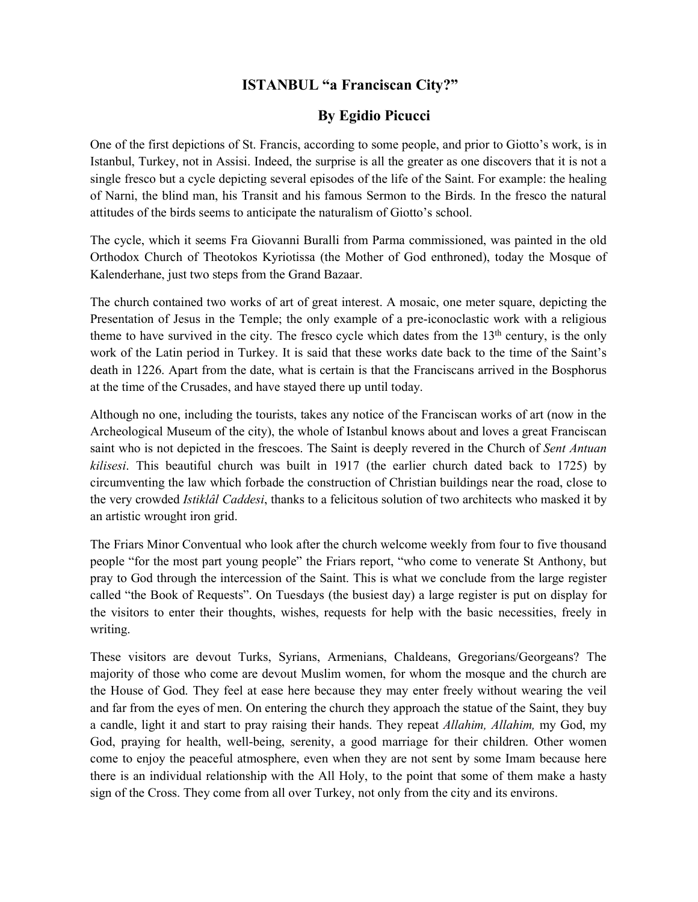# ISTANBUL "a Franciscan City?"

## By Egidio Picucci

One of the first depictions of St. Francis, according to some people, and prior to Giotto's work, is in Istanbul, Turkey, not in Assisi. Indeed, the surprise is all the greater as one discovers that it is not a single fresco but a cycle depicting several episodes of the life of the Saint. For example: the healing of Narni, the blind man, his Transit and his famous Sermon to the Birds. In the fresco the natural attitudes of the birds seems to anticipate the naturalism of Giotto's school.

The cycle, which it seems Fra Giovanni Buralli from Parma commissioned, was painted in the old Orthodox Church of Theotokos Kyriotissa (the Mother of God enthroned), today the Mosque of Kalenderhane, just two steps from the Grand Bazaar.

The church contained two works of art of great interest. A mosaic, one meter square, depicting the Presentation of Jesus in the Temple; the only example of a pre-iconoclastic work with a religious theme to have survived in the city. The fresco cycle which dates from the 13th century, is the only work of the Latin period in Turkey. It is said that these works date back to the time of the Saint's death in 1226. Apart from the date, what is certain is that the Franciscans arrived in the Bosphorus at the time of the Crusades, and have stayed there up until today.

Although no one, including the tourists, takes any notice of the Franciscan works of art (now in the Archeological Museum of the city), the whole of Istanbul knows about and loves a great Franciscan saint who is not depicted in the frescoes. The Saint is deeply revered in the Church of *Sent Antuan kilisesi*. This beautiful church was built in 1917 (the earlier church dated back to 1725) by circumventing the law which forbade the construction of Christian buildings near the road, close to the very crowded *Istiklâl Caddesi*, thanks to a felicitous solution of two architects who masked it by an artistic wrought iron grid.

The Friars Minor Conventual who look after the church welcome weekly from four to five thousand people "for the most part young people" the Friars report, "who come to venerate St Anthony, but pray to God through the intercession of the Saint. This is what we conclude from the large register called "the Book of Requests". On Tuesdays (the busiest day) a large register is put on display for the visitors to enter their thoughts, wishes, requests for help with the basic necessities, freely in writing.

These visitors are devout Turks, Syrians, Armenians, Chaldeans, Gregorians/Georgeans? The majority of those who come are devout Muslim women, for whom the mosque and the church are the House of God. They feel at ease here because they may enter freely without wearing the veil and far from the eyes of men. On entering the church they approach the statue of the Saint, they buy a candle, light it and start to pray raising their hands. They repeat *Allahim, Allahim,* my God, my God, praying for health, well-being, serenity, a good marriage for their children. Other women come to enjoy the peaceful atmosphere, even when they are not sent by some Imam because here there is an individual relationship with the All Holy, to the point that some of them make a hasty sign of the Cross. They come from all over Turkey, not only from the city and its environs.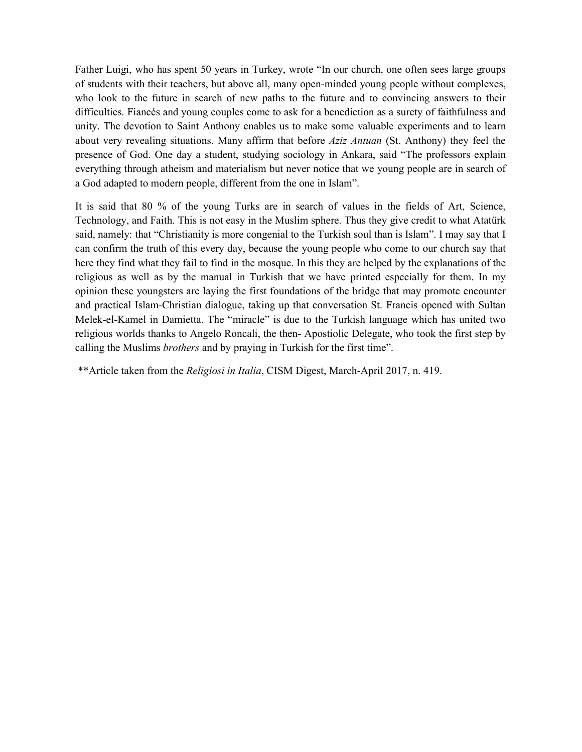Father Luigi, who has spent 50 years in Turkey, wrote "In our church, one often sees large groups of students with their teachers, but above all, many open-minded young people without complexes, who look to the future in search of new paths to the future and to convincing answers to their difficulties. Fiancés and young couples come to ask for a benediction as a surety of faithfulness and unity. The devotion to Saint Anthony enables us to make some valuable experiments and to learn about very revealing situations. Many affirm that before *Aziz Antuan* (St. Anthony) they feel the presence of God. One day a student, studying sociology in Ankara, said "The professors explain everything through atheism and materialism but never notice that we young people are in search of a God adapted to modern people, different from the one in Islam".

It is said that 80 % of the young Turks are in search of values in the fields of Art, Science, Technology, and Faith. This is not easy in the Muslim sphere. Thus they give credit to what Atatürk said, namely: that "Christianity is more congenial to the Turkish soul than is Islam". I may say that I can confirm the truth of this every day, because the young people who come to our church say that here they find what they fail to find in the mosque. In this they are helped by the explanations of the religious as well as by the manual in Turkish that we have printed especially for them. In my opinion these youngsters are laying the first foundations of the bridge that may promote encounter and practical Islam-Christian dialogue, taking up that conversation St. Francis opened with Sultan Melek-el-Kamel in Damietta. The "miracle" is due to the Turkish language which has united two religious worlds thanks to Angelo Roncali, the then- Apostiolic Delegate, who took the first step by calling the Muslims *brothers* and by praying in Turkish for the first time".

**Article taken from the *Religiosi in Italia*, CISM Digest, March-April 2017, n. 419.